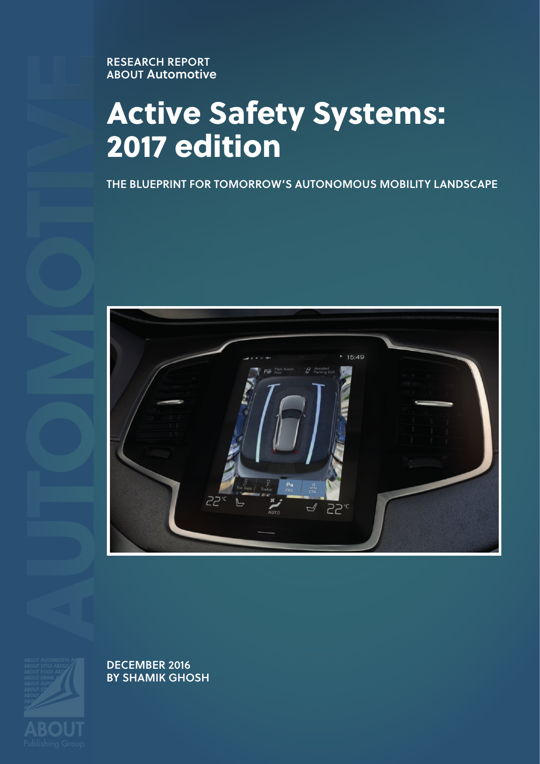RESEARCH REPORT
ABOUT Automotive

# Active Safety Systems: 2017 edition

THE BLUEPRINT FOR TOMORROW'S AUTONOMOUS MOBILITY LANDSCAPE

DECEMBER 2016
BY SHAMIK GHOSH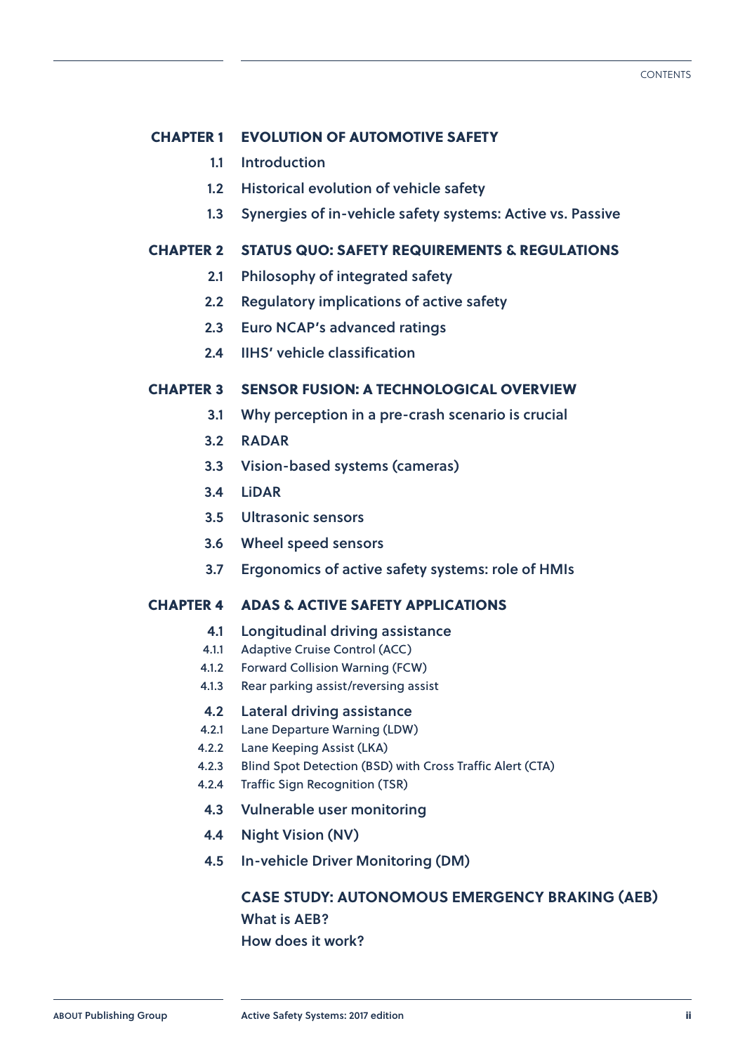**CHAPTER 1 EVOLUTION OF AUTOMOTIVE SAFETY**

- 1.1 Introduction
- 1.2 Historical evolution of vehicle safety
- 1.3 Synergies of in-vehicle safety systems: Active vs. Passive

**CHAPTER 2 STATUS QUO: SAFETY REQUIREMENTS & REGULATIONS**

- 2.1 Philosophy of integrated safety
- 2.2 Regulatory implications of active safety
- 2.3 Euro NCAP's advanced ratings
- 2.4 IIHS' vehicle classification

**CHAPTER 3 SENSOR FUSION: A TECHNOLOGICAL OVERVIEW**

- 3.1 Why perception in a pre-crash scenario is crucial
- 3.2 RADAR
- 3.3 Vision-based systems (cameras)
- 3.4 LiDAR
- 3.5 Ultrasonic sensors
- 3.6 Wheel speed sensors
- 3.7 Ergonomics of active safety systems: role of HMIs

**CHAPTER 4 ADAS & ACTIVE SAFETY APPLICATIONS**

- 4.1 Longitudinal driving assistance
  - 4.1.1 Adaptive Cruise Control (ACC)
  - 4.1.2 Forward Collision Warning (FCW)
  - 4.1.3 Rear parking assist/reversing assist
- 4.2 Lateral driving assistance
  - 4.2.1 Lane Departure Warning (LDW)
  - 4.2.2 Lane Keeping Assist (LKA)
  - 4.2.3 Blind Spot Detection (BSD) with Cross Traffic Alert (CTA)
  - 4.2.4 Traffic Sign Recognition (TSR)
- 4.3 Vulnerable user monitoring
- 4.4 Night Vision (NV)
- 4.5 In-vehicle Driver Monitoring (DM)

**CASE STUDY: AUTONOMOUS EMERGENCY BRAKING (AEB)**

- What is AEB?
- How does it work?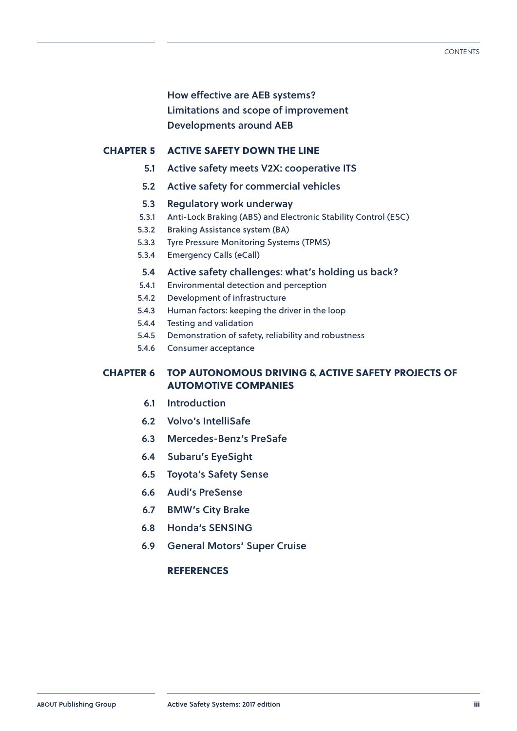How effective are AEB systems?
Limitations and scope of improvement
Developments around AEB

**CHAPTER 5 ACTIVE SAFETY DOWN THE LINE**

- **5.1** Active safety meets V2X: cooperative ITS
- **5.2** Active safety for commercial vehicles
- **5.3** Regulatory work underway
  - 5.3.1 Anti-Lock Braking (ABS) and Electronic Stability Control (ESC)
  - 5.3.2 Braking Assistance system (BA)
  - 5.3.3 Tyre Pressure Monitoring Systems (TPMS)
  - 5.3.4 Emergency Calls (eCall)
- **5.4** Active safety challenges: what's holding us back?
  - 5.4.1 Environmental detection and perception
  - 5.4.2 Development of infrastructure
  - 5.4.3 Human factors: keeping the driver in the loop
  - 5.4.4 Testing and validation
  - 5.4.5 Demonstration of safety, reliability and robustness
  - 5.4.6 Consumer acceptance

**CHAPTER 6 TOP AUTONOMOUS DRIVING & ACTIVE SAFETY PROJECTS OF AUTOMOTIVE COMPANIES**

- **6.1** Introduction
- **6.2** Volvo's IntelliSafe
- **6.3** Mercedes-Benz's PreSafe
- **6.4** Subaru's EyeSight
- **6.5** Toyota's Safety Sense
- **6.6** Audi's PreSense
- **6.7** BMW's City Brake
- **6.8** Honda's SENSING
- **6.9** General Motors' Super Cruise

**REFERENCES**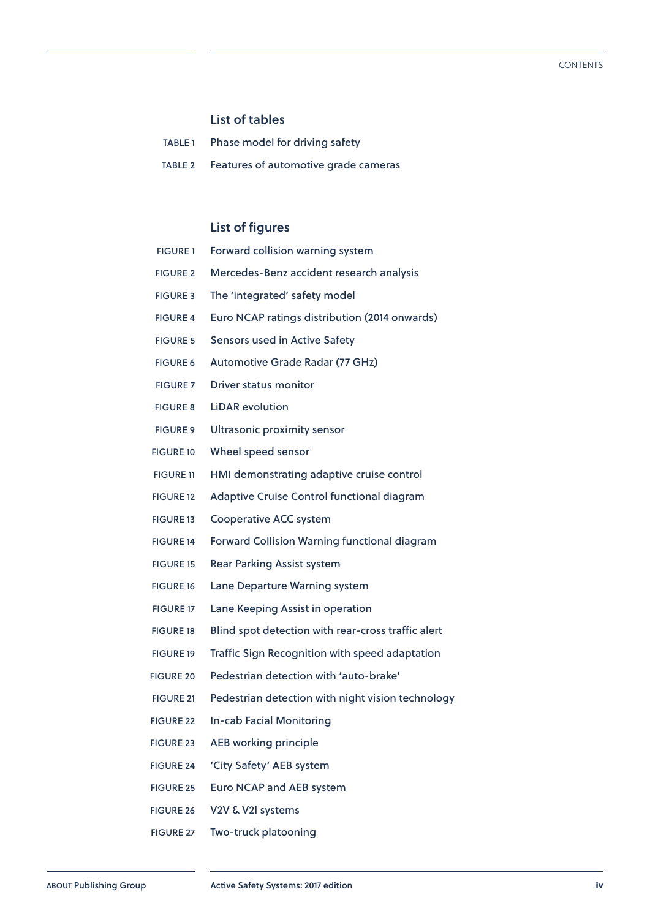## List of tables

| | |
|---|---|
| TABLE 1 | Phase model for driving safety |
| TABLE 2 | Features of automotive grade cameras |

## List of figures

| | |
|---|---|
| FIGURE 1 | Forward collision warning system |
| FIGURE 2 | Mercedes-Benz accident research analysis |
| FIGURE 3 | The 'integrated' safety model |
| FIGURE 4 | Euro NCAP ratings distribution (2014 onwards) |
| FIGURE 5 | Sensors used in Active Safety |
| FIGURE 6 | Automotive Grade Radar (77 GHz) |
| FIGURE 7 | Driver status monitor |
| FIGURE 8 | LiDAR evolution |
| FIGURE 9 | Ultrasonic proximity sensor |
| FIGURE 10 | Wheel speed sensor |
| FIGURE 11 | HMI demonstrating adaptive cruise control |
| FIGURE 12 | Adaptive Cruise Control functional diagram |
| FIGURE 13 | Cooperative ACC system |
| FIGURE 14 | Forward Collision Warning functional diagram |
| FIGURE 15 | Rear Parking Assist system |
| FIGURE 16 | Lane Departure Warning system |
| FIGURE 17 | Lane Keeping Assist in operation |
| FIGURE 18 | Blind spot detection with rear-cross traffic alert |
| FIGURE 19 | Traffic Sign Recognition with speed adaptation |
| FIGURE 20 | Pedestrian detection with 'auto-brake' |
| FIGURE 21 | Pedestrian detection with night vision technology |
| FIGURE 22 | In-cab Facial Monitoring |
| FIGURE 23 | AEB working principle |
| FIGURE 24 | 'City Safety' AEB system |
| FIGURE 25 | Euro NCAP and AEB system |
| FIGURE 26 | V2V & V2I systems |
| FIGURE 27 | Two-truck platooning |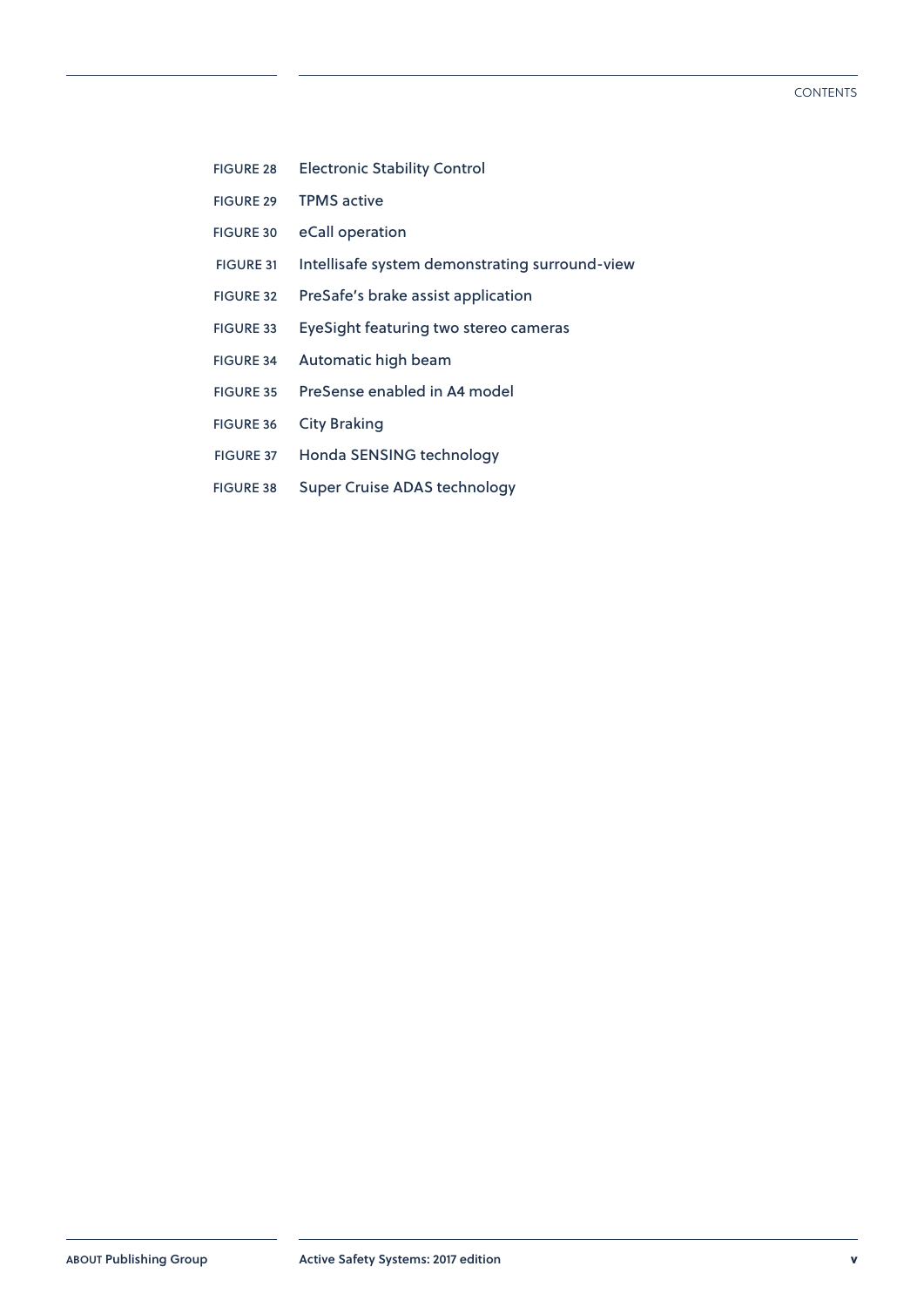| | |
|---|---|
| FIGURE 28 | Electronic Stability Control |
| FIGURE 29 | TPMS active |
| FIGURE 30 | eCall operation |
| FIGURE 31 | Intellisafe system demonstrating surround-view |
| FIGURE 32 | PreSafe's brake assist application |
| FIGURE 33 | EyeSight featuring two stereo cameras |
| FIGURE 34 | Automatic high beam |
| FIGURE 35 | PreSense enabled in A4 model |
| FIGURE 36 | City Braking |
| FIGURE 37 | Honda SENSING technology |
| FIGURE 38 | Super Cruise ADAS technology |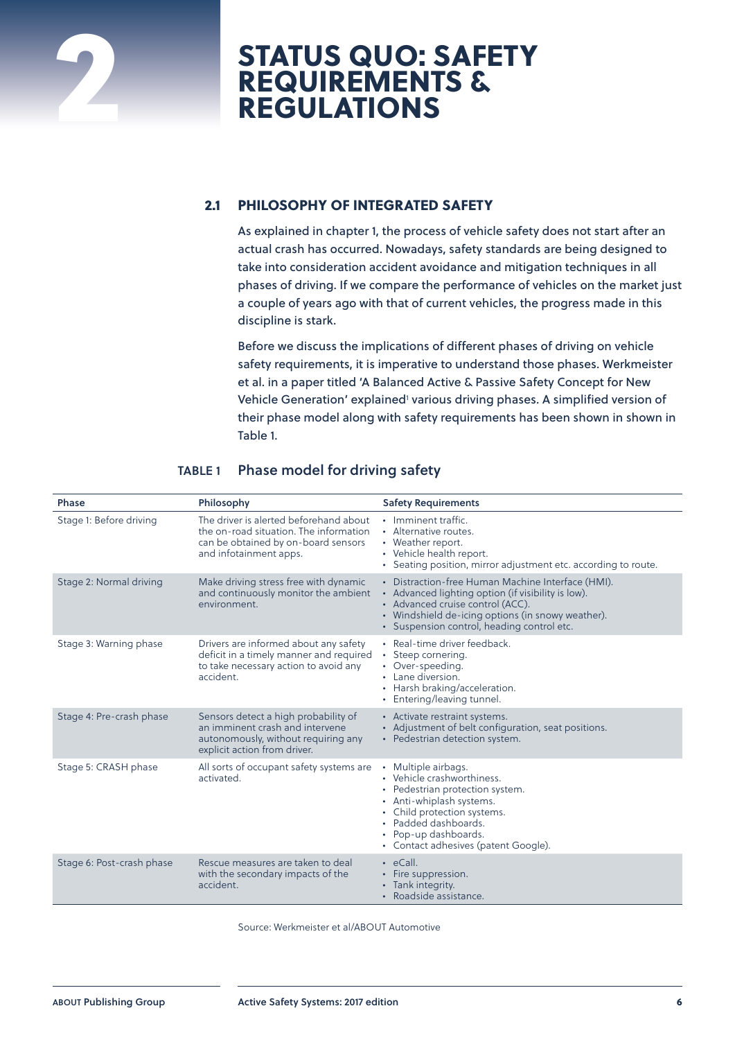# 2 STATUS QUO: SAFETY REQUIREMENTS & REGULATIONS

## 2.1 PHILOSOPHY OF INTEGRATED SAFETY

As explained in chapter 1, the process of vehicle safety does not start after an actual crash has occurred. Nowadays, safety standards are being designed to take into consideration accident avoidance and mitigation techniques in all phases of driving. If we compare the performance of vehicles on the market just a couple of years ago with that of current vehicles, the progress made in this discipline is stark.

Before we discuss the implications of different phases of driving on vehicle safety requirements, it is imperative to understand those phases. Werkmeister et al. in a paper titled 'A Balanced Active & Passive Safety Concept for New Vehicle Generation' explained[1] various driving phases. A simplified version of their phase model along with safety requirements has been shown in shown in Table 1.

**TABLE 1 Phase model for driving safety**

| Phase | Philosophy | Safety Requirements |
|---|---|---|
| Stage 1: Before driving | The driver is alerted beforehand about the on-road situation. The information can be obtained by on-board sensors and infotainment apps. | • Imminent traffic.<br>• Alternative routes.<br>• Weather report.<br>• Vehicle health report.<br>• Seating position, mirror adjustment etc. according to route. |
| Stage 2: Normal driving | Make driving stress free with dynamic and continuously monitor the ambient environment. | • Distraction-free Human Machine Interface (HMI).<br>• Advanced lighting option (if visibility is low).<br>• Advanced cruise control (ACC).<br>• Windshield de-icing options (in snowy weather).<br>• Suspension control, heading control etc. |
| Stage 3: Warning phase | Drivers are informed about any safety deficit in a timely manner and required to take necessary action to avoid any accident. | • Real-time driver feedback.<br>• Steep cornering.<br>• Over-speeding.<br>• Lane diversion.<br>• Harsh braking/acceleration.<br>• Entering/leaving tunnel. |
| Stage 4: Pre-crash phase | Sensors detect a high probability of an imminent crash and intervene autonomously, without requiring any explicit action from driver. | • Activate restraint systems.<br>• Adjustment of belt configuration, seat positions.<br>• Pedestrian detection system. |
| Stage 5: CRASH phase | All sorts of occupant safety systems are activated. | • Multiple airbags.<br>• Vehicle crashworthiness.<br>• Pedestrian protection system.<br>• Anti-whiplash systems.<br>• Child protection systems.<br>• Padded dashboards.<br>• Pop-up dashboards.<br>• Contact adhesives (patent Google). |
| Stage 6: Post-crash phase | Rescue measures are taken to deal with the secondary impacts of the accident. | • eCall.<br>• Fire suppression.<br>• Tank integrity.<br>• Roadside assistance. |

Source: Werkmeister et al/ABOUT Automotive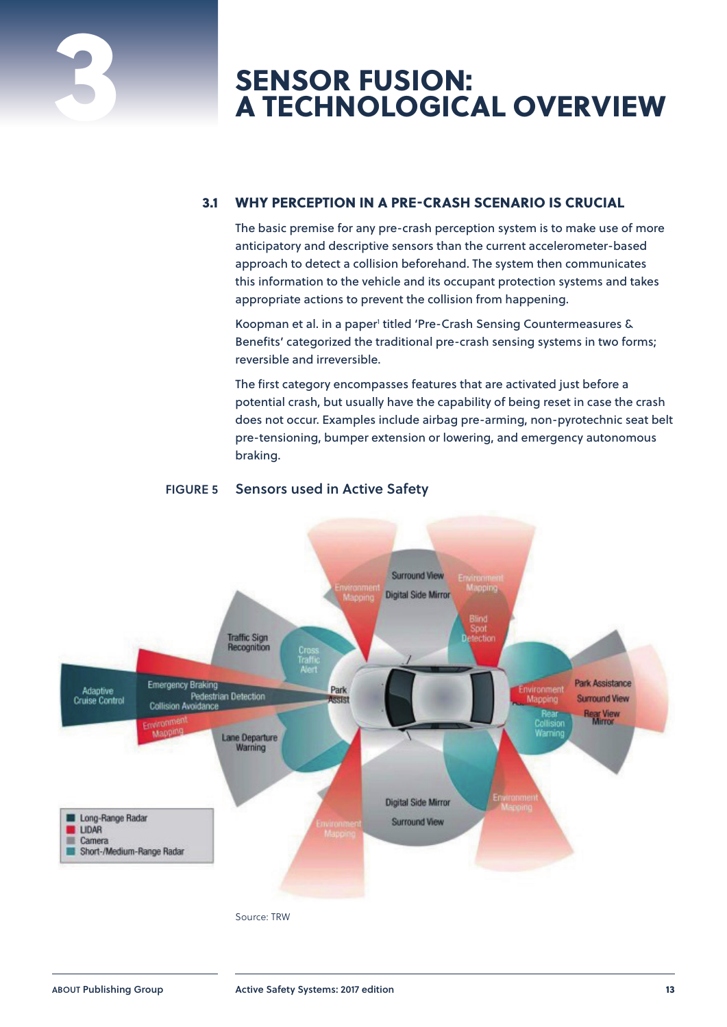# 3 SENSOR FUSION: A TECHNOLOGICAL OVERVIEW

## 3.1 WHY PERCEPTION IN A PRE-CRASH SCENARIO IS CRUCIAL

The basic premise for any pre-crash perception system is to make use of more anticipatory and descriptive sensors than the current accelerometer-based approach to detect a collision beforehand. The system then communicates this information to the vehicle and its occupant protection systems and takes appropriate actions to prevent the collision from happening.

Koopman et al. in a paper[1] titled 'Pre-Crash Sensing Countermeasures & Benefits' categorized the traditional pre-crash sensing systems in two forms; reversible and irreversible.

The first category encompasses features that are activated just before a potential crash, but usually have the capability of being reset in case the crash does not occur. Examples include airbag pre-arming, non-pyrotechnic seat belt pre-tensioning, bumper extension or lowering, and emergency autonomous braking.

**FIGURE 5** Sensors used in Active Safety

Source: TRW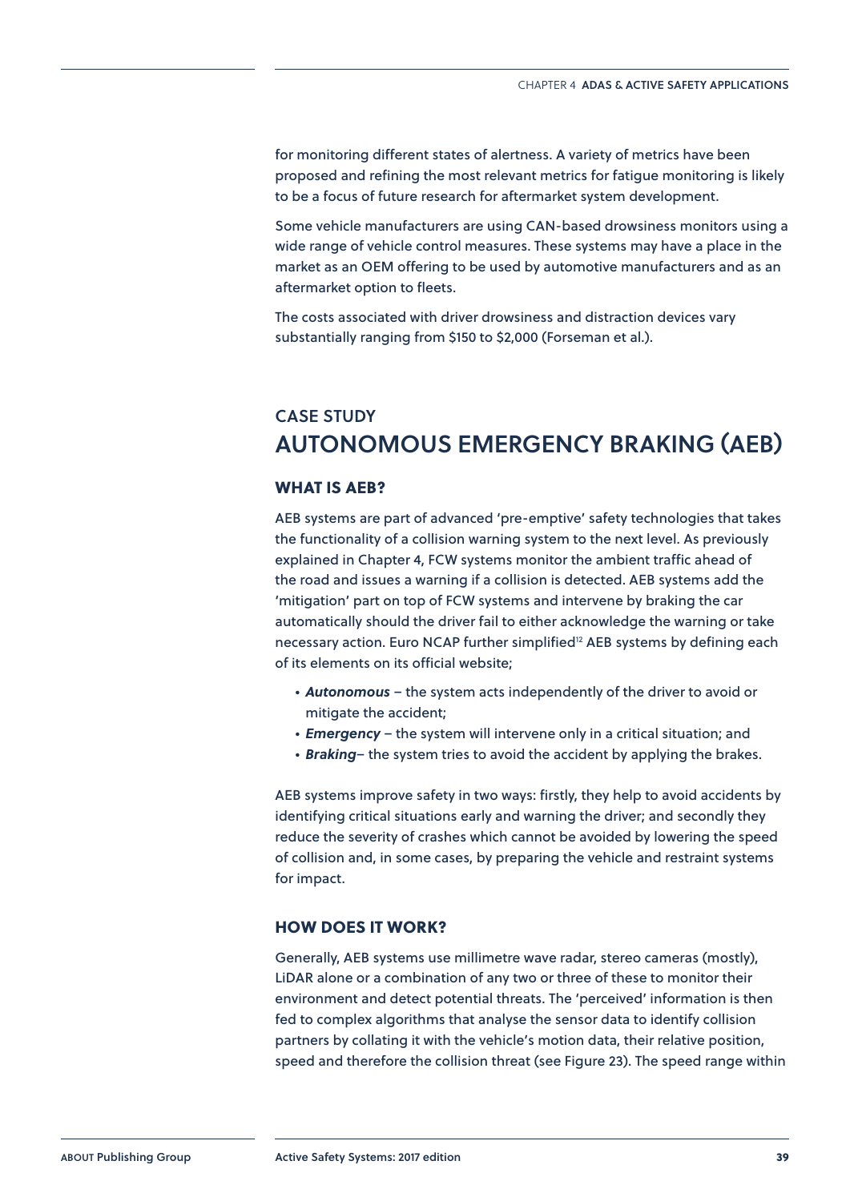for monitoring different states of alertness. A variety of metrics have been proposed and refining the most relevant metrics for fatigue monitoring is likely to be a focus of future research for aftermarket system development.

Some vehicle manufacturers are using CAN-based drowsiness monitors using a wide range of vehicle control measures. These systems may have a place in the market as an OEM offering to be used by automotive manufacturers and as an aftermarket option to fleets.

The costs associated with driver drowsiness and distraction devices vary substantially ranging from $150 to $2,000 (Forseman et al.).

## CASE STUDY
# AUTONOMOUS EMERGENCY BRAKING (AEB)

### WHAT IS AEB?

AEB systems are part of advanced 'pre-emptive' safety technologies that takes the functionality of a collision warning system to the next level. As previously explained in Chapter 4, FCW systems monitor the ambient traffic ahead of the road and issues a warning if a collision is detected. AEB systems add the 'mitigation' part on top of FCW systems and intervene by braking the car automatically should the driver fail to either acknowledge the warning or take necessary action. Euro NCAP further simplified[12] AEB systems by defining each of its elements on its official website;

- ***Autonomous*** – the system acts independently of the driver to avoid or mitigate the accident;
- ***Emergency*** – the system will intervene only in a critical situation; and
- ***Braking***– the system tries to avoid the accident by applying the brakes.

AEB systems improve safety in two ways: firstly, they help to avoid accidents by identifying critical situations early and warning the driver; and secondly they reduce the severity of crashes which cannot be avoided by lowering the speed of collision and, in some cases, by preparing the vehicle and restraint systems for impact.

### HOW DOES IT WORK?

Generally, AEB systems use millimetre wave radar, stereo cameras (mostly), LiDAR alone or a combination of any two or three of these to monitor their environment and detect potential threats. The 'perceived' information is then fed to complex algorithms that analyse the sensor data to identify collision partners by collating it with the vehicle's motion data, their relative position, speed and therefore the collision threat (see Figure 23). The speed range within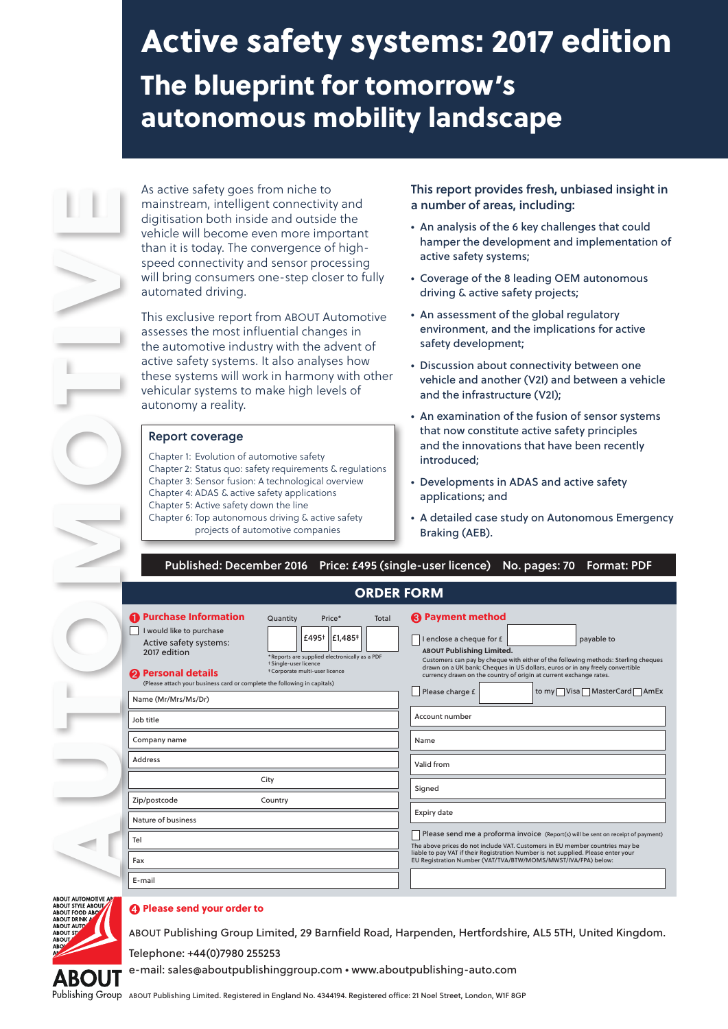# Active safety systems: 2017 edition

## The blueprint for tomorrow's autonomous mobility landscape

As active safety goes from niche to mainstream, intelligent connectivity and digitisation both inside and outside the vehicle will become even more important than it is today. The convergence of high-speed connectivity and sensor processing will bring consumers one-step closer to fully automated driving.

This exclusive report from ABOUT Automotive assesses the most influential changes in the automotive industry with the advent of active safety systems. It also analyses how these systems will work in harmony with other vehicular systems to make high levels of autonomy a reality.

### Report coverage

Chapter 1: Evolution of automotive safety
Chapter 2: Status quo: safety requirements & regulations
Chapter 3: Sensor fusion: A technological overview
Chapter 4: ADAS & active safety applications
Chapter 5: Active safety down the line
Chapter 6: Top autonomous driving & active safety projects of automotive companies

**This report provides fresh, unbiased insight in a number of areas, including:**

- An analysis of the 6 key challenges that could hamper the development and implementation of active safety systems;
- Coverage of the 8 leading OEM autonomous driving & active safety projects;
- An assessment of the global regulatory environment, and the implications for active safety development;
- Discussion about connectivity between one vehicle and another (V2I) and between a vehicle and the infrastructure (V2I);
- An examination of the fusion of sensor systems that now constitute active safety principles and the innovations that have been recently introduced;
- Developments in ADAS and active safety applications; and
- A detailed case study on Autonomous Emergency Braking (AEB).

**Published: December 2016 Price: £495 (single-user licence) No. pages: 70 Format: PDF**

## ORDER FORM

### 1 Purchase Information

| | Quantity | Price* | | Total |
|---|---|---|---|---|
| ☐ I would like to purchase Active safety systems: 2017 edition | | £495† | £1,485‡ | |

*Reports are supplied electronically as a PDF
† Single-user licence
‡ Corporate multi-user licence

### 2 Personal details

(Please attach your business card or complete the following in capitals)

Name (Mr/Mrs/Ms/Dr)

Job title

Company name

Address

City

Zip/postcode Country

Nature of business

Tel

Fax

E-mail

### 3 Payment method

☐ I enclose a cheque for £ ______ payable to **ABOUT Publishing Limited.**

Customers can pay by cheque with either of the following methods: Sterling cheques drawn on a UK bank; Cheques in US dollars, euros or in any freely convertible currency drawn on the country of origin at current exchange rates.

☐ Please charge £ ______ to my ☐ Visa ☐ MasterCard ☐ AmEx

Account number

Name

Valid from

Signed

Expiry date

☐ Please send me a proforma invoice (Report(s) will be sent on receipt of payment)

The above prices do not include VAT. Customers in EU member countries may be liable to pay VAT if their Registration Number is not supplied. Please enter your EU Registration Number (VAT/TVA/BTW/MOMS/MWST/IVA/FPA) below:

### 4 Please send your order to

ABOUT Publishing Group Limited, 29 Barnfield Road, Harpenden, Hertfordshire, AL5 5TH, United Kingdom.

Telephone: +44(0)7980 255253

e-mail: sales@aboutpublishinggroup.com • www.aboutpublishing-auto.com

ABOUT Publishing Limited. Registered in England No. 4344194. Registered office: 21 Noel Street, London, W1F 8GP